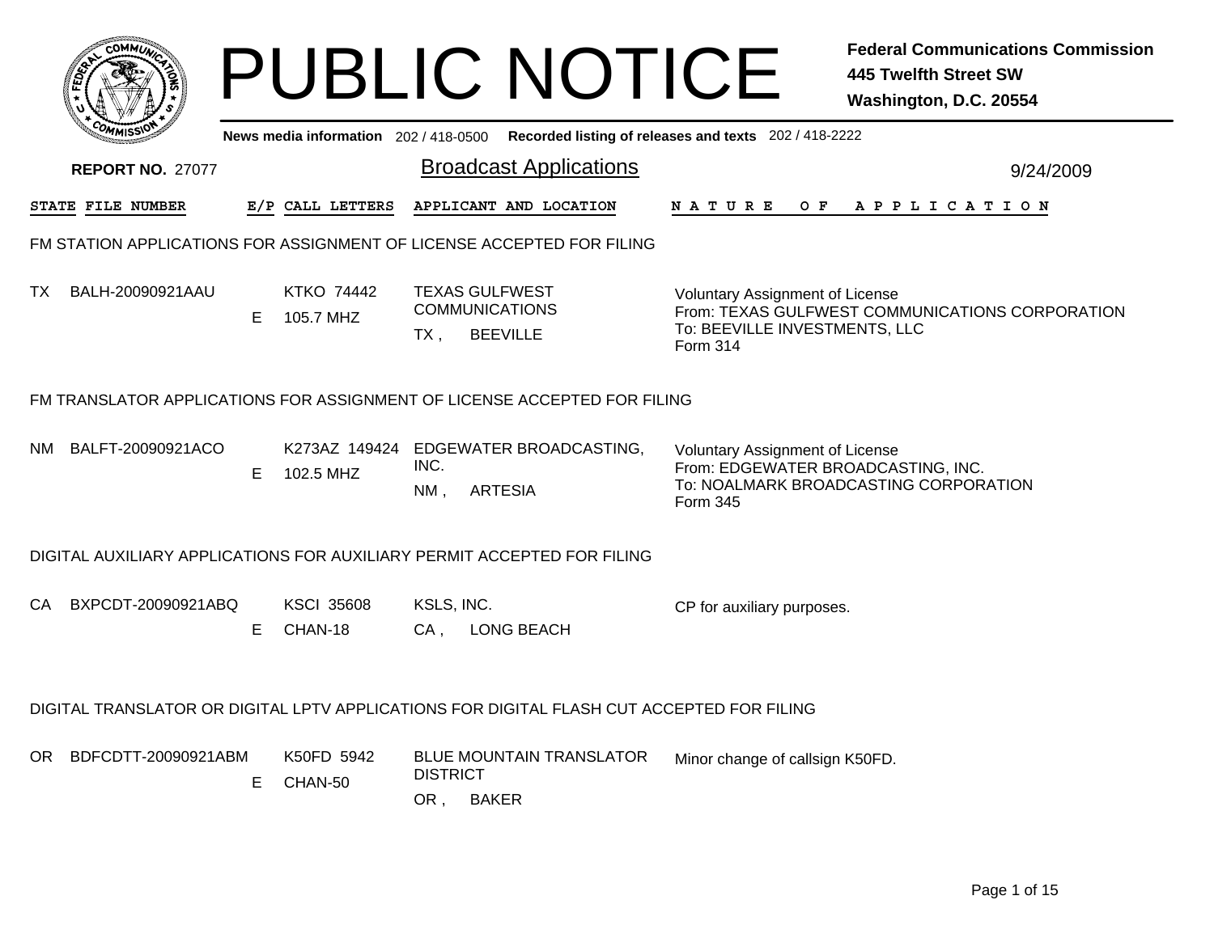# PUBLIC NOTICE

**Federal Communications Commission**
**445 Twelfth Street SW**
**Washington, D.C. 20554**

News media information 202 / 418-0500 Recorded listing of releases and texts 202 / 418-2222

**REPORT NO.** 27077

## Broadcast Applications

9/24/2009

| STATE | FILE NUMBER | E/P | CALL LETTERS | APPLICANT AND LOCATION | NATURE OF APPLICATION |
|---|---|---|---|---|---|

### FM STATION APPLICATIONS FOR ASSIGNMENT OF LICENSE ACCEPTED FOR FILING

| STATE | FILE NUMBER | E/P | CALL LETTERS | APPLICANT AND LOCATION | NATURE OF APPLICATION |
|---|---|---|---|---|---|
| TX | BALH-20090921AAU | E | KTKO 74442<br>105.7 MHZ | TEXAS GULFWEST COMMUNICATIONS<br>TX , BEEVILLE | Voluntary Assignment of License<br>From: TEXAS GULFWEST COMMUNICATIONS CORPORATION<br>To: BEEVILLE INVESTMENTS, LLC<br>Form 314 |

### FM TRANSLATOR APPLICATIONS FOR ASSIGNMENT OF LICENSE ACCEPTED FOR FILING

| STATE | FILE NUMBER | E/P | CALL LETTERS | APPLICANT AND LOCATION | NATURE OF APPLICATION |
|---|---|---|---|---|---|
| NM | BALFT-20090921ACO | E | K273AZ 149424<br>102.5 MHZ | EDGEWATER BROADCASTING, INC.<br>NM , ARTESIA | Voluntary Assignment of License<br>From: EDGEWATER BROADCASTING, INC.<br>To: NOALMARK BROADCASTING CORPORATION<br>Form 345 |

### DIGITAL AUXILIARY APPLICATIONS FOR AUXILIARY PERMIT ACCEPTED FOR FILING

| STATE | FILE NUMBER | E/P | CALL LETTERS | APPLICANT AND LOCATION | NATURE OF APPLICATION |
|---|---|---|---|---|---|
| CA | BXPCDT-20090921ABQ | E | KSCI 35608<br>CHAN-18 | KSLS, INC.<br>CA , LONG BEACH | CP for auxiliary purposes. |

### DIGITAL TRANSLATOR OR DIGITAL LPTV APPLICATIONS FOR DIGITAL FLASH CUT ACCEPTED FOR FILING

| STATE | FILE NUMBER | E/P | CALL LETTERS | APPLICANT AND LOCATION | NATURE OF APPLICATION |
|---|---|---|---|---|---|
| OR | BDFCDTT-20090921ABM | E | K50FD 5942<br>CHAN-50 | BLUE MOUNTAIN TRANSLATOR DISTRICT<br>OR , BAKER | Minor change of callsign K50FD. |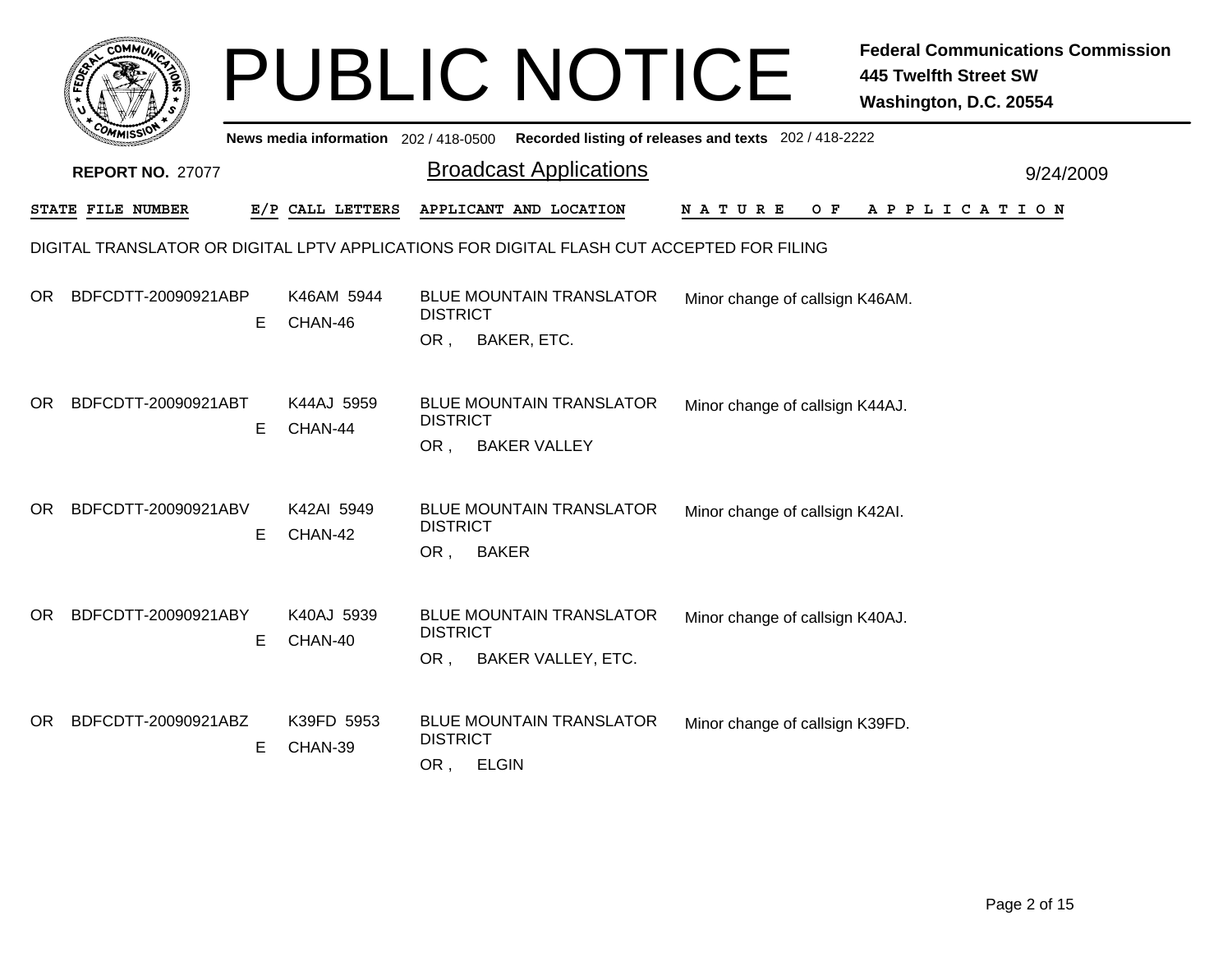# PUBLIC NOTICE

**Federal Communications Commission**
**445 Twelfth Street SW**
**Washington, D.C. 20554**

News media information 202 / 418-0500 Recorded listing of releases and texts 202 / 418-2222

**REPORT NO.** 27077

## Broadcast Applications

9/24/2009

DIGITAL TRANSLATOR OR DIGITAL LPTV APPLICATIONS FOR DIGITAL FLASH CUT ACCEPTED FOR FILING

| STATE | FILE NUMBER | E/P | CALL LETTERS | APPLICANT AND LOCATION | NATURE OF APPLICATION |
|---|---|---|---|---|---|
| OR | BDFCDTT-20090921ABP | E | K46AM 5944 CHAN-46 | BLUE MOUNTAIN TRANSLATOR DISTRICT OR , BAKER, ETC. | Minor change of callsign K46AM. |
| OR | BDFCDTT-20090921ABT | E | K44AJ 5959 CHAN-44 | BLUE MOUNTAIN TRANSLATOR DISTRICT OR , BAKER VALLEY | Minor change of callsign K44AJ. |
| OR | BDFCDTT-20090921ABV | E | K42AI 5949 CHAN-42 | BLUE MOUNTAIN TRANSLATOR DISTRICT OR , BAKER | Minor change of callsign K42AI. |
| OR | BDFCDTT-20090921ABY | E | K40AJ 5939 CHAN-40 | BLUE MOUNTAIN TRANSLATOR DISTRICT OR , BAKER VALLEY, ETC. | Minor change of callsign K40AJ. |
| OR | BDFCDTT-20090921ABZ | E | K39FD 5953 CHAN-39 | BLUE MOUNTAIN TRANSLATOR DISTRICT OR , ELGIN | Minor change of callsign K39FD. |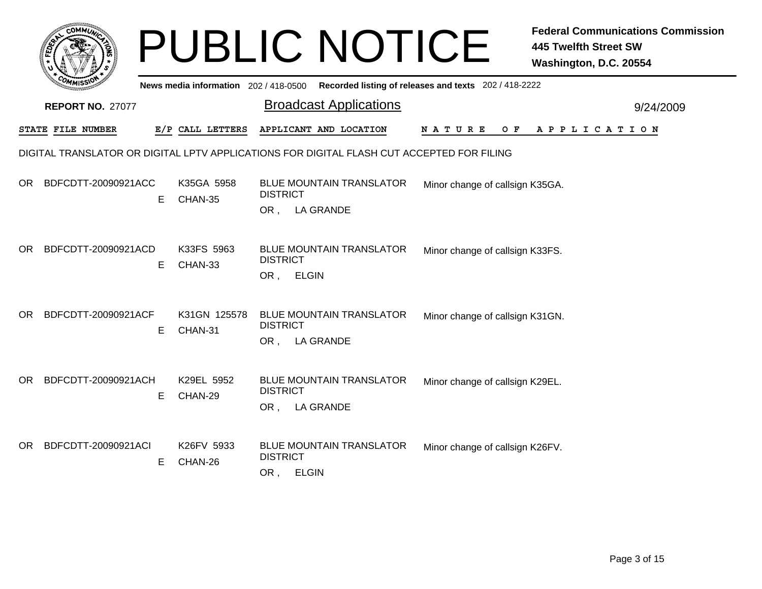# PUBLIC NOTICE

**Federal Communications Commission**
**445 Twelfth Street SW**
**Washington, D.C. 20554**

News media information 202 / 418-0500 Recorded listing of releases and texts 202 / 418-2222

**REPORT NO.** 27077

## Broadcast Applications

9/24/2009

| STATE | FILE NUMBER | E/P | CALL LETTERS | APPLICANT AND LOCATION | NATURE OF APPLICATION |
|---|---|---|---|---|---|

DIGITAL TRANSLATOR OR DIGITAL LPTV APPLICATIONS FOR DIGITAL FLASH CUT ACCEPTED FOR FILING

| STATE | FILE NUMBER | E/P | CALL LETTERS | APPLICANT AND LOCATION | NATURE OF APPLICATION |
|---|---|---|---|---|---|
| OR | BDFCDTT-20090921ACC | E | K35GA 5958 CHAN-35 | BLUE MOUNTAIN TRANSLATOR DISTRICT OR , LA GRANDE | Minor change of callsign K35GA. |
| OR | BDFCDTT-20090921ACD | E | K33FS 5963 CHAN-33 | BLUE MOUNTAIN TRANSLATOR DISTRICT OR , ELGIN | Minor change of callsign K33FS. |
| OR | BDFCDTT-20090921ACF | E | K31GN 125578 CHAN-31 | BLUE MOUNTAIN TRANSLATOR DISTRICT OR , LA GRANDE | Minor change of callsign K31GN. |
| OR | BDFCDTT-20090921ACH | E | K29EL 5952 CHAN-29 | BLUE MOUNTAIN TRANSLATOR DISTRICT OR , LA GRANDE | Minor change of callsign K29EL. |
| OR | BDFCDTT-20090921ACI | E | K26FV 5933 CHAN-26 | BLUE MOUNTAIN TRANSLATOR DISTRICT OR , ELGIN | Minor change of callsign K26FV. |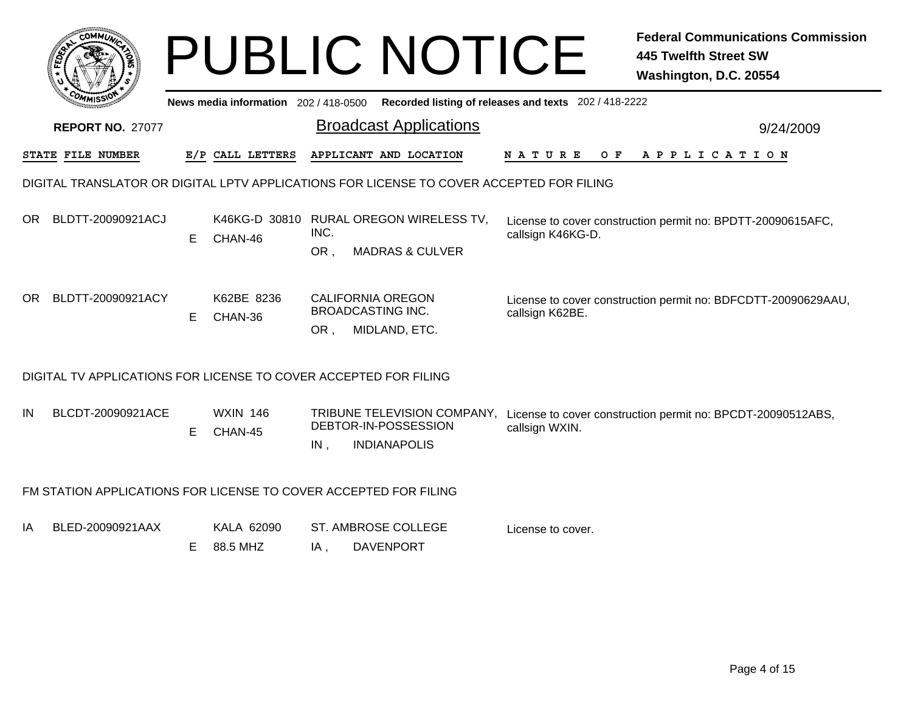# PUBLIC NOTICE

**Federal Communications Commission**
**445 Twelfth Street SW**
**Washington, D.C. 20554**

News media information 202 / 418-0500 Recorded listing of releases and texts 202 / 418-2222

**REPORT NO.** 27077

## Broadcast Applications

9/24/2009

| STATE | FILE NUMBER | E/P | CALL LETTERS | APPLICANT AND LOCATION | NATURE OF APPLICATION |
|---|---|---|---|---|---|

### DIGITAL TRANSLATOR OR DIGITAL LPTV APPLICATIONS FOR LICENSE TO COVER ACCEPTED FOR FILING

| STATE | FILE NUMBER | E/P | CALL LETTERS | APPLICANT AND LOCATION | NATURE OF APPLICATION |
|---|---|---|---|---|---|
| OR | BLDTT-20090921ACJ | E | K46KG-D 30810 CHAN-46 | RURAL OREGON WIRELESS TV, INC. OR , MADRAS & CULVER | License to cover construction permit no: BPDTT-20090615AFC, callsign K46KG-D. |
| OR | BLDTT-20090921ACY | E | K62BE 8236 CHAN-36 | CALIFORNIA OREGON BROADCASTING INC. OR , MIDLAND, ETC. | License to cover construction permit no: BDFCDTT-20090629AAU, callsign K62BE. |

### DIGITAL TV APPLICATIONS FOR LICENSE TO COVER ACCEPTED FOR FILING

| STATE | FILE NUMBER | E/P | CALL LETTERS | APPLICANT AND LOCATION | NATURE OF APPLICATION |
|---|---|---|---|---|---|
| IN | BLCDT-20090921ACE | E | WXIN 146 CHAN-45 | TRIBUNE TELEVISION COMPANY, DEBTOR-IN-POSSESSION IN , INDIANAPOLIS | License to cover construction permit no: BPCDT-20090512ABS, callsign WXIN. |

### FM STATION APPLICATIONS FOR LICENSE TO COVER ACCEPTED FOR FILING

| STATE | FILE NUMBER | E/P | CALL LETTERS | APPLICANT AND LOCATION | NATURE OF APPLICATION |
|---|---|---|---|---|---|
| IA | BLED-20090921AAX | E | KALA 62090 88.5 MHZ | ST. AMBROSE COLLEGE IA , DAVENPORT | License to cover. |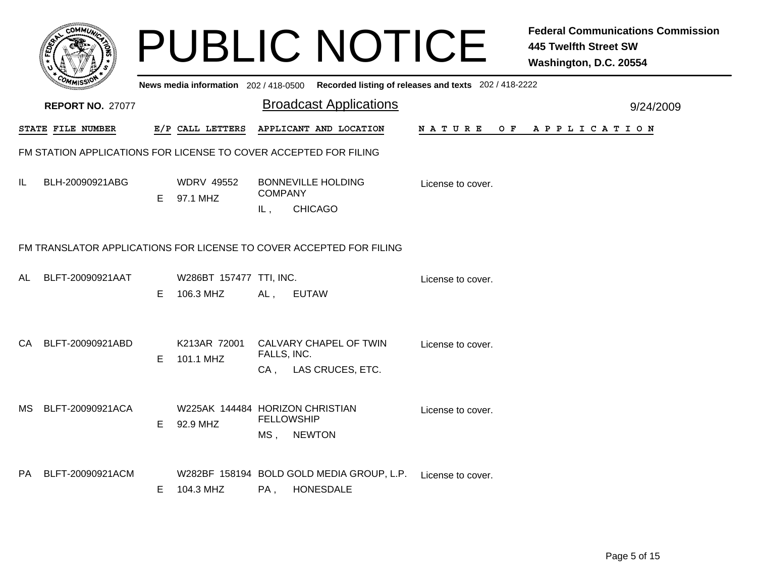# PUBLIC NOTICE

**Federal Communications Commission**
**445 Twelfth Street SW**
**Washington, D.C. 20554**

**News media information** 202 / 418-0500 **Recorded listing of releases and texts** 202 / 418-2222

**REPORT NO.** 27077

## Broadcast Applications

9/24/2009

### FM STATION APPLICATIONS FOR LICENSE TO COVER ACCEPTED FOR FILING

| STATE | FILE NUMBER | E/P | CALL LETTERS | APPLICANT AND LOCATION | NATURE OF APPLICATION |
|---|---|---|---|---|---|
| IL | BLH-20090921ABG | E | WDRV 49552<br>97.1 MHZ | BONNEVILLE HOLDING COMPANY<br>IL , CHICAGO | License to cover. |

### FM TRANSLATOR APPLICATIONS FOR LICENSE TO COVER ACCEPTED FOR FILING

| STATE | FILE NUMBER | E/P | CALL LETTERS | APPLICANT AND LOCATION | NATURE OF APPLICATION |
|---|---|---|---|---|---|
| AL | BLFT-20090921AAT | E | W286BT 157477<br>106.3 MHZ | TTI, INC.<br>AL , EUTAW | License to cover. |
| CA | BLFT-20090921ABD | E | K213AR 72001<br>101.1 MHZ | CALVARY CHAPEL OF TWIN FALLS, INC.<br>CA , LAS CRUCES, ETC. | License to cover. |
| MS | BLFT-20090921ACA | E | W225AK 144484<br>92.9 MHZ | HORIZON CHRISTIAN FELLOWSHIP<br>MS , NEWTON | License to cover. |
| PA | BLFT-20090921ACM | E | W282BF 158194<br>104.3 MHZ | BOLD GOLD MEDIA GROUP, L.P.<br>PA , HONESDALE | License to cover. |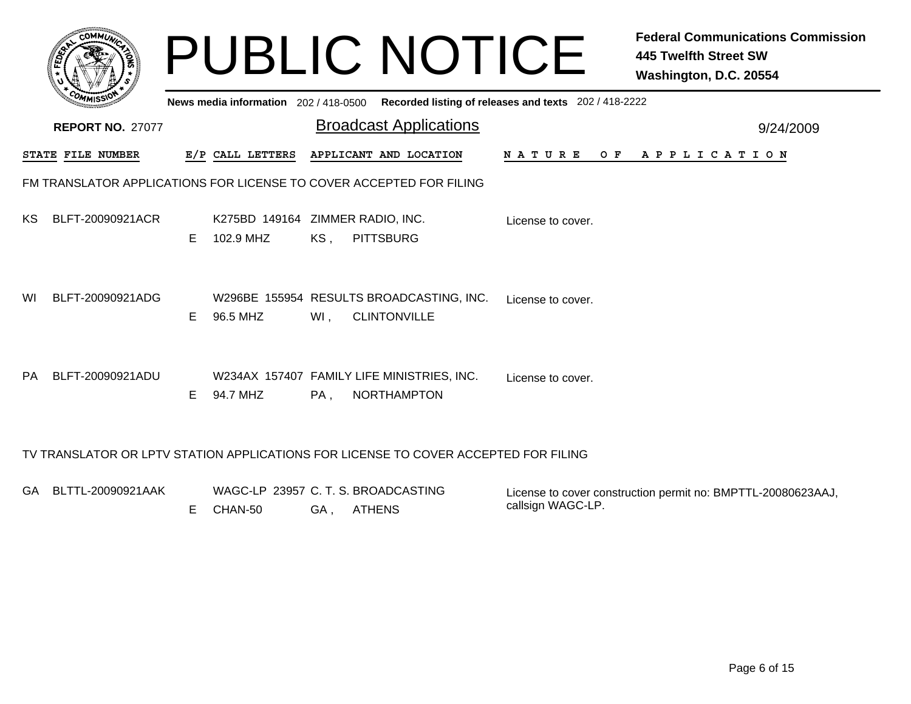# PUBLIC NOTICE

**Federal Communications Commission**
**445 Twelfth Street SW**
**Washington, D.C. 20554**

News media information 202 / 418-0500 Recorded listing of releases and texts 202 / 418-2222

**REPORT NO.** 27077

## Broadcast Applications

9/24/2009

### FM TRANSLATOR APPLICATIONS FOR LICENSE TO COVER ACCEPTED FOR FILING

| STATE | FILE NUMBER | E/P | CALL LETTERS | APPLICANT AND LOCATION | NATURE OF APPLICATION |
|---|---|---|---|---|---|
| KS | BLFT-20090921ACR | E | K275BD 149164 102.9 MHZ | ZIMMER RADIO, INC. KS , PITTSBURG | License to cover. |
| WI | BLFT-20090921ADG | E | W296BE 155954 96.5 MHZ | RESULTS BROADCASTING, INC. WI , CLINTONVILLE | License to cover. |
| PA | BLFT-20090921ADU | E | W234AX 157407 94.7 MHZ | FAMILY LIFE MINISTRIES, INC. PA , NORTHAMPTON | License to cover. |

### TV TRANSLATOR OR LPTV STATION APPLICATIONS FOR LICENSE TO COVER ACCEPTED FOR FILING

| STATE | FILE NUMBER | E/P | CALL LETTERS | APPLICANT AND LOCATION | NATURE OF APPLICATION |
|---|---|---|---|---|---|
| GA | BLTTL-20090921AAK | E | WAGC-LP 23957 CHAN-50 | C. T. S. BROADCASTING GA , ATHENS | License to cover construction permit no: BMPTTL-20080623AAJ, callsign WAGC-LP. |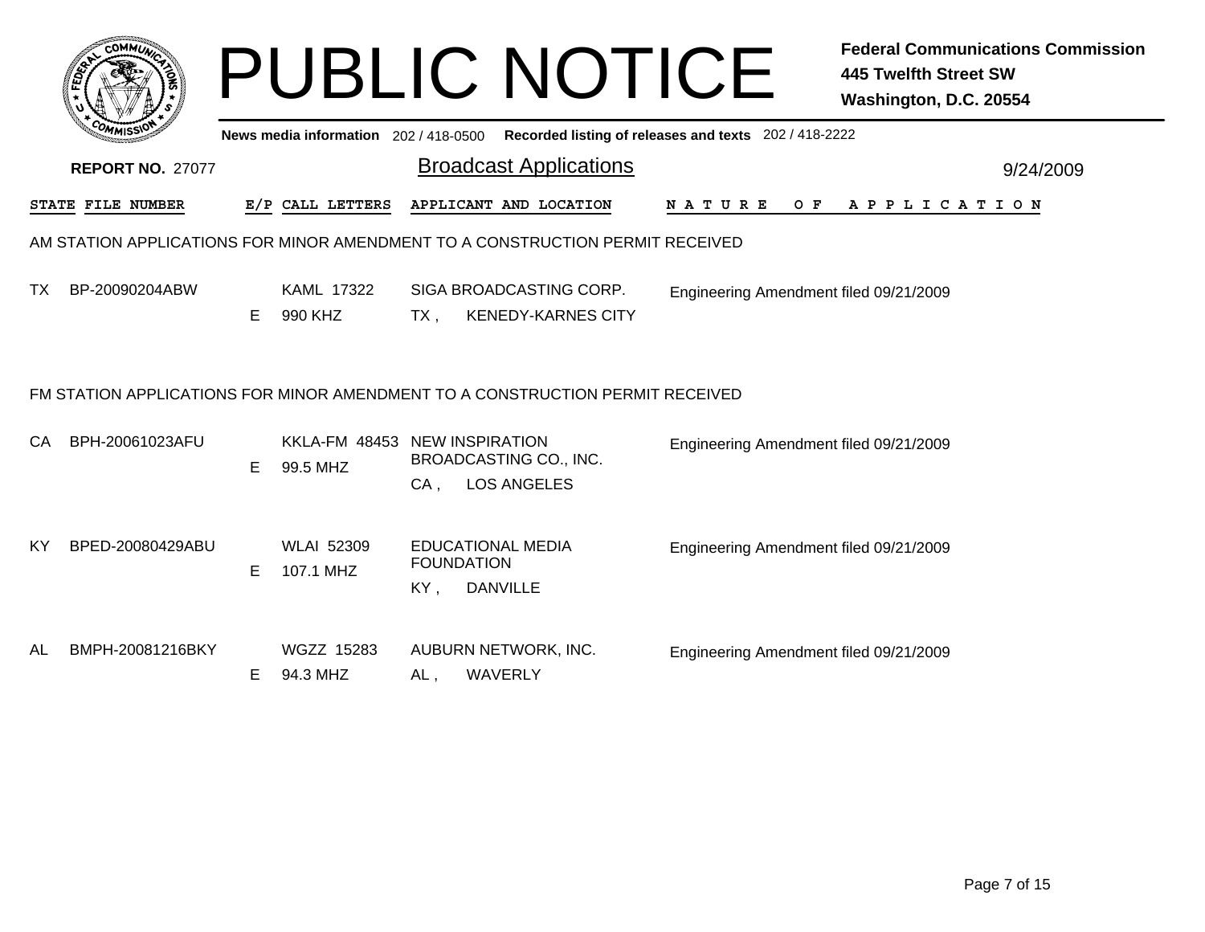# PUBLIC NOTICE

**Federal Communications Commission**
**445 Twelfth Street SW**
**Washington, D.C. 20554**

**News media information** 202 / 418-0500 **Recorded listing of releases and texts** 202 / 418-2222

**REPORT NO.** 27077

## Broadcast Applications

9/24/2009

### AM STATION APPLICATIONS FOR MINOR AMENDMENT TO A CONSTRUCTION PERMIT RECEIVED

| STATE | FILE NUMBER | E/P | CALL LETTERS | APPLICANT AND LOCATION | NATURE OF APPLICATION |
|---|---|---|---|---|---|
| TX | BP-20090204ABW | E | KAML 17322<br>990 KHZ | SIGA BROADCASTING CORP.<br>TX , KENEDY-KARNES CITY | Engineering Amendment filed 09/21/2009 |

### FM STATION APPLICATIONS FOR MINOR AMENDMENT TO A CONSTRUCTION PERMIT RECEIVED

| STATE | FILE NUMBER | E/P | CALL LETTERS | APPLICANT AND LOCATION | NATURE OF APPLICATION |
|---|---|---|---|---|---|
| CA | BPH-20061023AFU | E | KKLA-FM 48453<br>99.5 MHZ | NEW INSPIRATION BROADCASTING CO., INC.<br>CA , LOS ANGELES | Engineering Amendment filed 09/21/2009 |
| KY | BPED-20080429ABU | E | WLAI 52309<br>107.1 MHZ | EDUCATIONAL MEDIA FOUNDATION<br>KY , DANVILLE | Engineering Amendment filed 09/21/2009 |
| AL | BMPH-20081216BKY | E | WGZZ 15283<br>94.3 MHZ | AUBURN NETWORK, INC.<br>AL , WAVERLY | Engineering Amendment filed 09/21/2009 |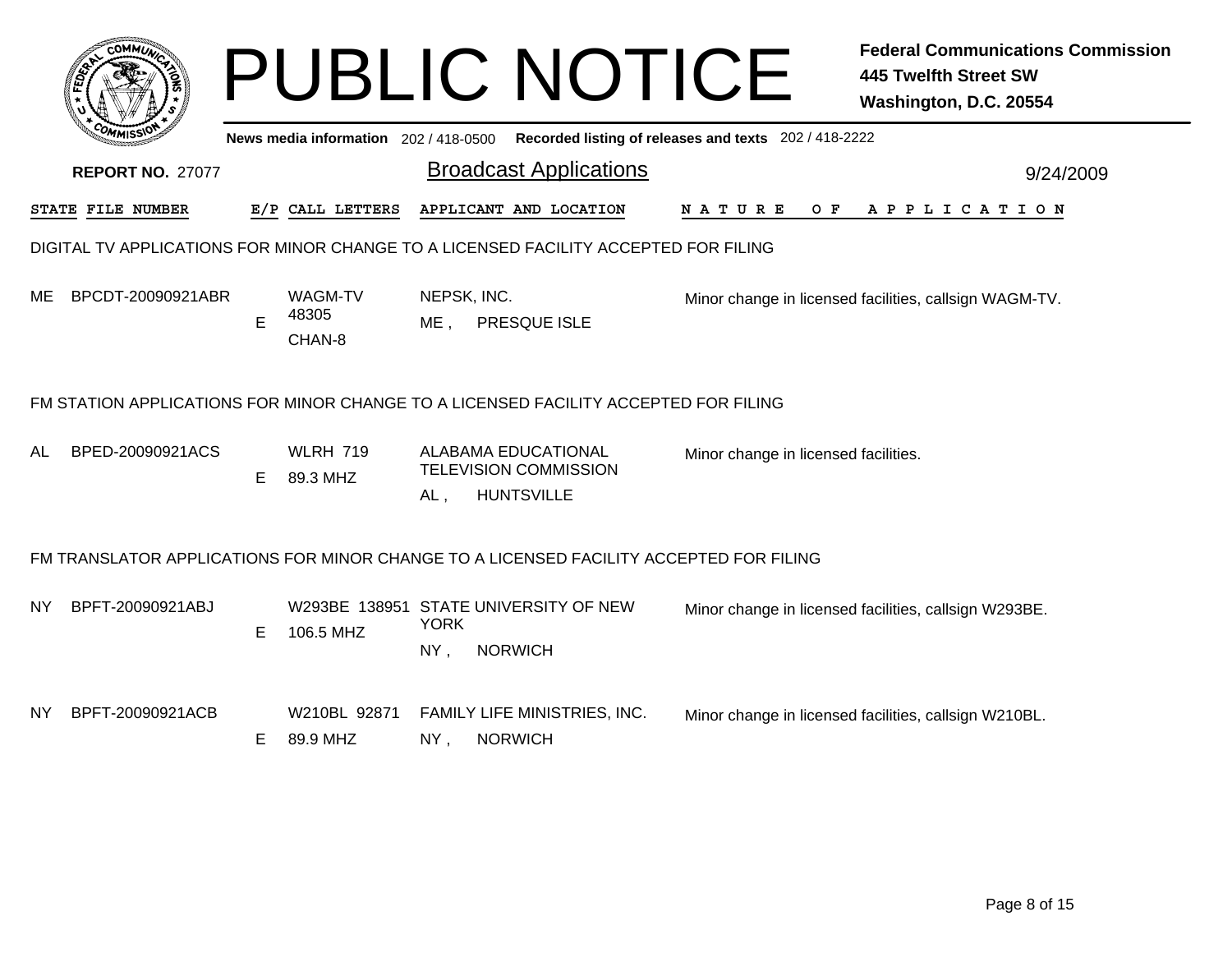# PUBLIC NOTICE

**Federal Communications Commission**
**445 Twelfth Street SW**
**Washington, D.C. 20554**

**News media information** 202 / 418-0500 **Recorded listing of releases and texts** 202 / 418-2222

**REPORT NO.** 27077

## Broadcast Applications

9/24/2009

| STATE | FILE NUMBER | E/P | CALL LETTERS | APPLICANT AND LOCATION | NATURE OF APPLICATION |
|---|---|---|---|---|---|

### DIGITAL TV APPLICATIONS FOR MINOR CHANGE TO A LICENSED FACILITY ACCEPTED FOR FILING

| STATE | FILE NUMBER | E/P | CALL LETTERS | APPLICANT AND LOCATION | NATURE OF APPLICATION |
|---|---|---|---|---|---|
| ME | BPCDT-20090921ABR | E | WAGM-TV 48305 CHAN-8 | NEPSK, INC. ME , PRESQUE ISLE | Minor change in licensed facilities, callsign WAGM-TV. |

### FM STATION APPLICATIONS FOR MINOR CHANGE TO A LICENSED FACILITY ACCEPTED FOR FILING

| STATE | FILE NUMBER | E/P | CALL LETTERS | APPLICANT AND LOCATION | NATURE OF APPLICATION |
|---|---|---|---|---|---|
| AL | BPED-20090921ACS | E | WLRH 719 89.3 MHZ | ALABAMA EDUCATIONAL TELEVISION COMMISSION AL , HUNTSVILLE | Minor change in licensed facilities. |

### FM TRANSLATOR APPLICATIONS FOR MINOR CHANGE TO A LICENSED FACILITY ACCEPTED FOR FILING

| STATE | FILE NUMBER | E/P | CALL LETTERS | APPLICANT AND LOCATION | NATURE OF APPLICATION |
|---|---|---|---|---|---|
| NY | BPFT-20090921ABJ | E | W293BE 138951 106.5 MHZ | STATE UNIVERSITY OF NEW YORK NY , NORWICH | Minor change in licensed facilities, callsign W293BE. |
| NY | BPFT-20090921ACB | E | W210BL 92871 89.9 MHZ | FAMILY LIFE MINISTRIES, INC. NY , NORWICH | Minor change in licensed facilities, callsign W210BL. |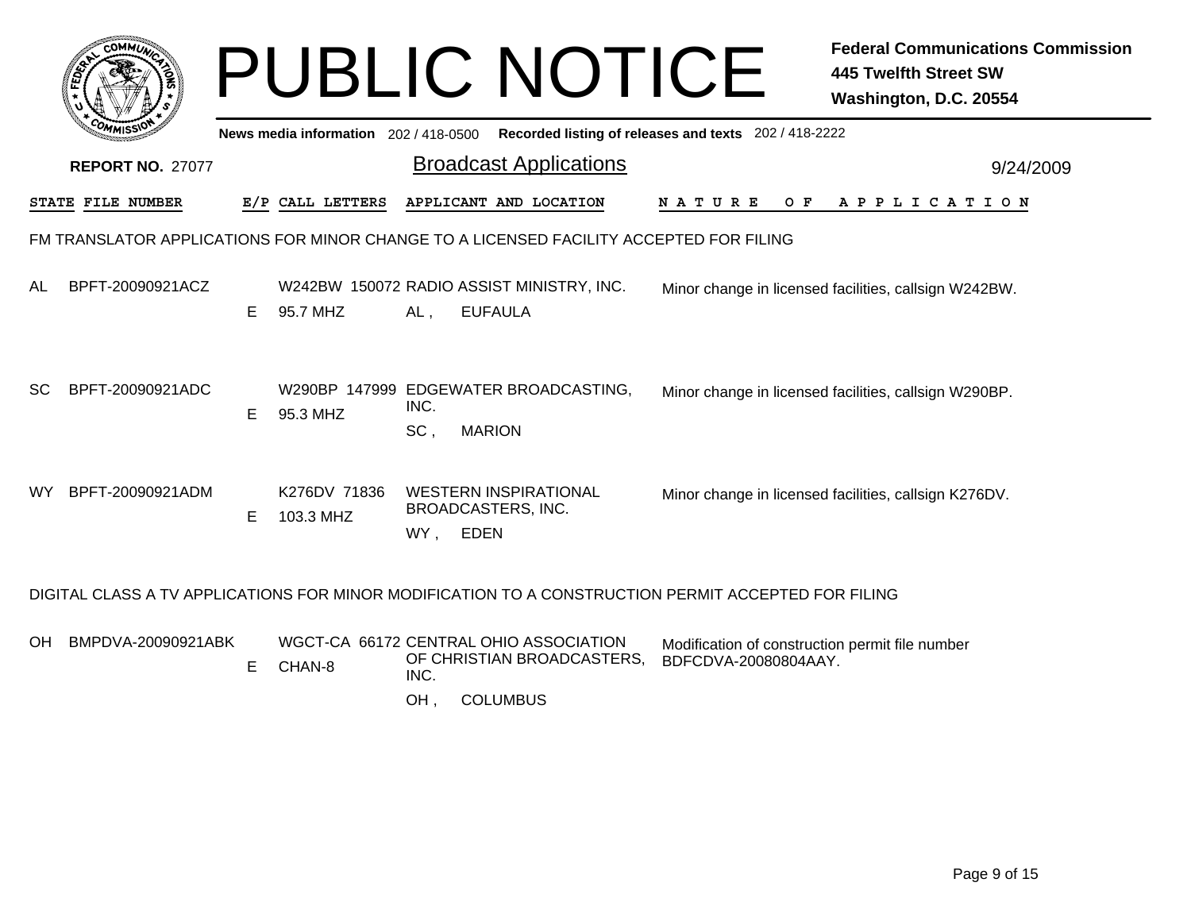# PUBLIC NOTICE

**Federal Communications Commission**
**445 Twelfth Street SW**
**Washington, D.C. 20554**

**News media information** 202 / 418-0500 **Recorded listing of releases and texts** 202 / 418-2222

**REPORT NO.** 27077

## Broadcast Applications

9/24/2009

| STATE | FILE NUMBER | E/P | CALL LETTERS | APPLICANT AND LOCATION | NATURE OF APPLICATION |
|---|---|---|---|---|---|

FM TRANSLATOR APPLICATIONS FOR MINOR CHANGE TO A LICENSED FACILITY ACCEPTED FOR FILING

| STATE | FILE NUMBER | E/P | CALL LETTERS | APPLICANT AND LOCATION | NATURE OF APPLICATION |
|---|---|---|---|---|---|
| AL | BPFT-20090921ACZ | E | W242BW 150072 95.7 MHZ | RADIO ASSIST MINISTRY, INC. AL , EUFAULA | Minor change in licensed facilities, callsign W242BW. |
| SC | BPFT-20090921ADC | E | W290BP 147999 95.3 MHZ | EDGEWATER BROADCASTING, INC. SC , MARION | Minor change in licensed facilities, callsign W290BP. |
| WY | BPFT-20090921ADM | E | K276DV 71836 103.3 MHZ | WESTERN INSPIRATIONAL BROADCASTERS, INC. WY , EDEN | Minor change in licensed facilities, callsign K276DV. |

DIGITAL CLASS A TV APPLICATIONS FOR MINOR MODIFICATION TO A CONSTRUCTION PERMIT ACCEPTED FOR FILING

| STATE | FILE NUMBER | E/P | CALL LETTERS | APPLICANT AND LOCATION | NATURE OF APPLICATION |
|---|---|---|---|---|---|
| OH | BMPDVA-20090921ABK | E | WGCT-CA 66172 CHAN-8 | CENTRAL OHIO ASSOCIATION OF CHRISTIAN BROADCASTERS, INC. OH , COLUMBUS | Modification of construction permit file number BDFCDVA-20080804AAY. |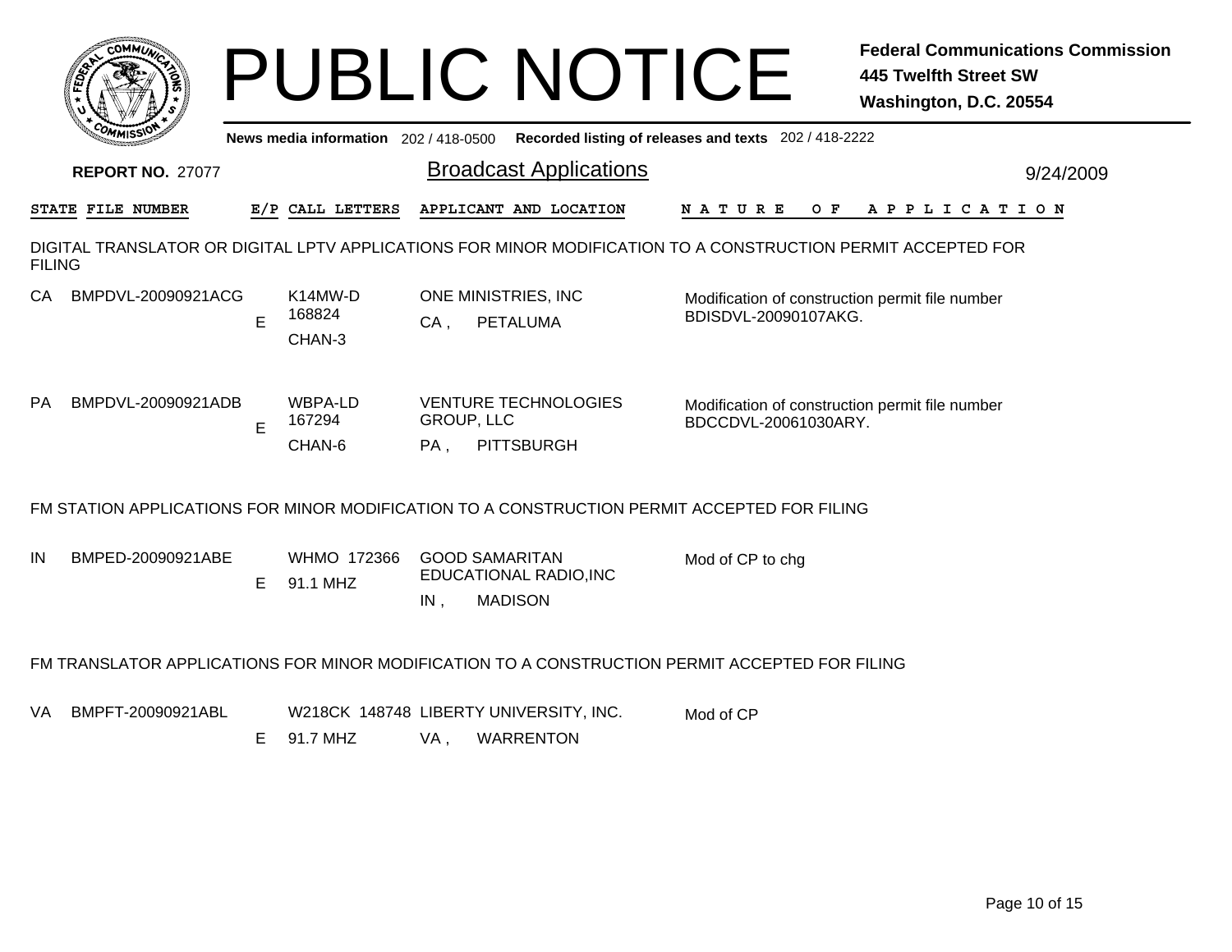# PUBLIC NOTICE

**Federal Communications Commission**
**445 Twelfth Street SW**
**Washington, D.C. 20554**

**News media information** 202 / 418-0500 **Recorded listing of releases and texts** 202 / 418-2222

**REPORT NO.** 27077

## Broadcast Applications

9/24/2009

| STATE | FILE NUMBER | E/P | CALL LETTERS | APPLICANT AND LOCATION | NATURE OF APPLICATION |
|---|---|---|---|---|---|

**DIGITAL TRANSLATOR OR DIGITAL LPTV APPLICATIONS FOR MINOR MODIFICATION TO A CONSTRUCTION PERMIT ACCEPTED FOR FILING**

| STATE | FILE NUMBER | E/P | CALL LETTERS | APPLICANT AND LOCATION | NATURE OF APPLICATION |
|---|---|---|---|---|---|
| CA | BMPDVL-20090921ACG | E | K14MW-D 168824 CHAN-3 | ONE MINISTRIES, INC CA , PETALUMA | Modification of construction permit file number BDISDVL-20090107AKG. |
| PA | BMPDVL-20090921ADB | E | WBPA-LD 167294 CHAN-6 | VENTURE TECHNOLOGIES GROUP, LLC PA , PITTSBURGH | Modification of construction permit file number BDCCDVL-20061030ARY. |

**FM STATION APPLICATIONS FOR MINOR MODIFICATION TO A CONSTRUCTION PERMIT ACCEPTED FOR FILING**

| STATE | FILE NUMBER | E/P | CALL LETTERS | APPLICANT AND LOCATION | NATURE OF APPLICATION |
|---|---|---|---|---|---|
| IN | BMPED-20090921ABE | E | WHMO 172366 91.1 MHZ | GOOD SAMARITAN EDUCATIONAL RADIO,INC IN , MADISON | Mod of CP to chg |

**FM TRANSLATOR APPLICATIONS FOR MINOR MODIFICATION TO A CONSTRUCTION PERMIT ACCEPTED FOR FILING**

| STATE | FILE NUMBER | E/P | CALL LETTERS | APPLICANT AND LOCATION | NATURE OF APPLICATION |
|---|---|---|---|---|---|
| VA | BMPFT-20090921ABL | E | W218CK 148748 91.7 MHZ | LIBERTY UNIVERSITY, INC. VA , WARRENTON | Mod of CP |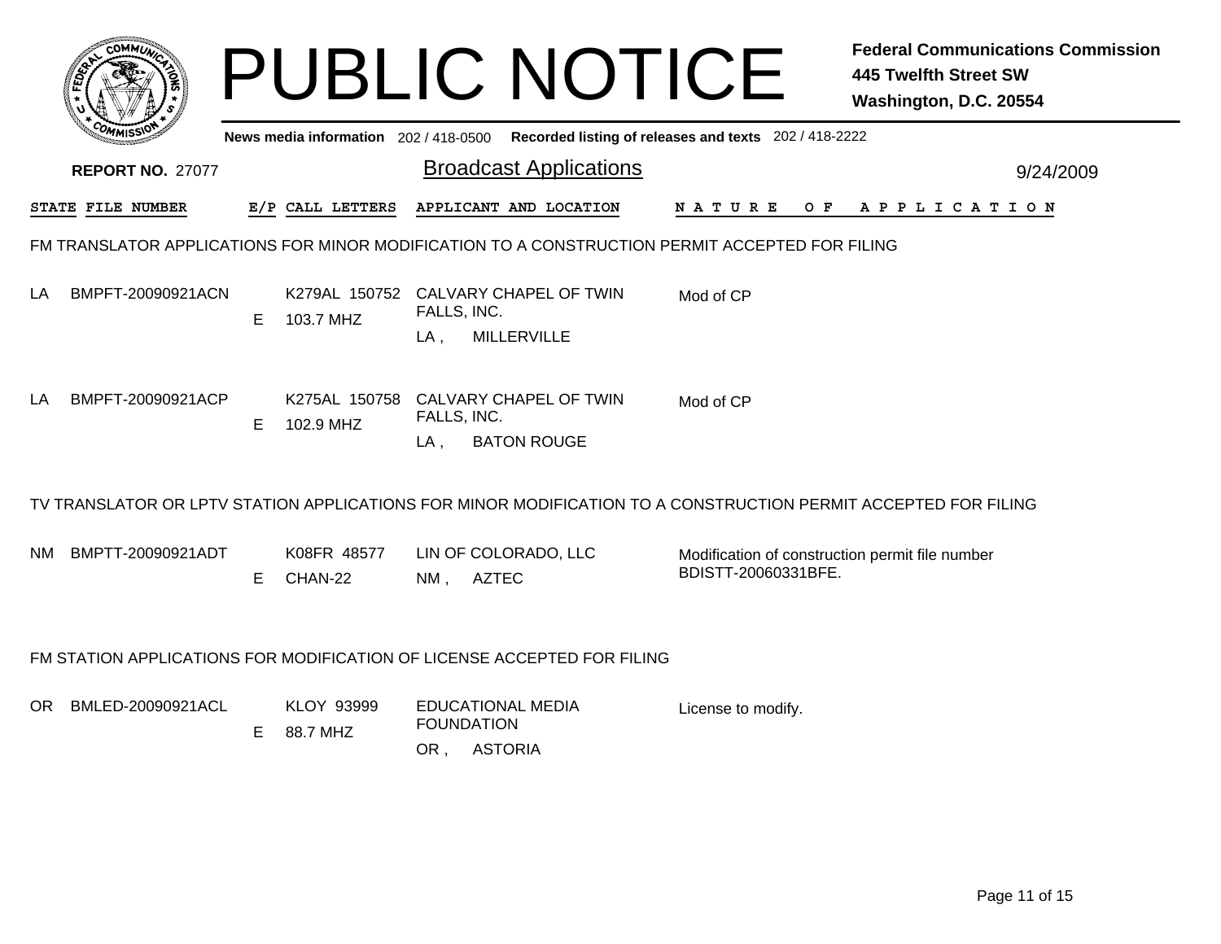# PUBLIC NOTICE

**Federal Communications Commission**
**445 Twelfth Street SW**
**Washington, D.C. 20554**

News media information 202 / 418-0500 Recorded listing of releases and texts 202 / 418-2222

**REPORT NO.** 27077

## Broadcast Applications

9/24/2009

| STATE | FILE NUMBER | E/P | CALL LETTERS | APPLICANT AND LOCATION | NATURE OF APPLICATION |
|---|---|---|---|---|---|

### FM TRANSLATOR APPLICATIONS FOR MINOR MODIFICATION TO A CONSTRUCTION PERMIT ACCEPTED FOR FILING

| STATE | FILE NUMBER | E/P | CALL LETTERS | APPLICANT AND LOCATION | NATURE OF APPLICATION |
|---|---|---|---|---|---|
| LA | BMPFT-20090921ACN | E | K279AL 150752 103.7 MHZ | CALVARY CHAPEL OF TWIN FALLS, INC. LA , MILLERVILLE | Mod of CP |
| LA | BMPFT-20090921ACP | E | K275AL 150758 102.9 MHZ | CALVARY CHAPEL OF TWIN FALLS, INC. LA , BATON ROUGE | Mod of CP |

### TV TRANSLATOR OR LPTV STATION APPLICATIONS FOR MINOR MODIFICATION TO A CONSTRUCTION PERMIT ACCEPTED FOR FILING

| STATE | FILE NUMBER | E/P | CALL LETTERS | APPLICANT AND LOCATION | NATURE OF APPLICATION |
|---|---|---|---|---|---|
| NM | BMPTT-20090921ADT | E | K08FR 48577 CHAN-22 | LIN OF COLORADO, LLC NM , AZTEC | Modification of construction permit file number BDISTT-20060331BFE. |

### FM STATION APPLICATIONS FOR MODIFICATION OF LICENSE ACCEPTED FOR FILING

| STATE | FILE NUMBER | E/P | CALL LETTERS | APPLICANT AND LOCATION | NATURE OF APPLICATION |
|---|---|---|---|---|---|
| OR | BMLED-20090921ACL | E | KLOY 93999 88.7 MHZ | EDUCATIONAL MEDIA FOUNDATION OR , ASTORIA | License to modify. |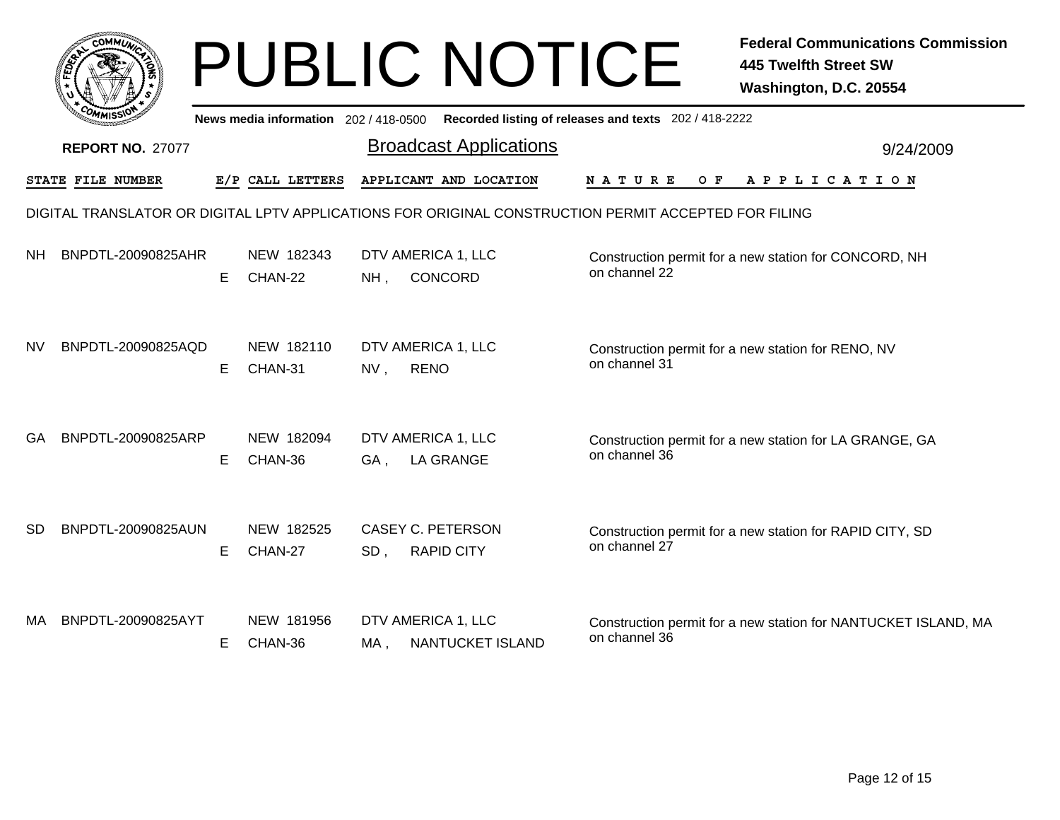# PUBLIC NOTICE

**Federal Communications Commission**
**445 Twelfth Street SW**
**Washington, D.C. 20554**

News media information 202 / 418-0500 Recorded listing of releases and texts 202 / 418-2222

**REPORT NO.** 27077

## Broadcast Applications

9/24/2009

DIGITAL TRANSLATOR OR DIGITAL LPTV APPLICATIONS FOR ORIGINAL CONSTRUCTION PERMIT ACCEPTED FOR FILING

| STATE | FILE NUMBER | E/P | CALL LETTERS | APPLICANT AND LOCATION | NATURE OF APPLICATION |
|---|---|---|---|---|---|
| NH | BNPDTL-20090825AHR | E | NEW 182343<br>CHAN-22 | DTV AMERICA 1, LLC<br>NH , CONCORD | Construction permit for a new station for CONCORD, NH on channel 22 |
| NV | BNPDTL-20090825AQD | E | NEW 182110<br>CHAN-31 | DTV AMERICA 1, LLC<br>NV , RENO | Construction permit for a new station for RENO, NV on channel 31 |
| GA | BNPDTL-20090825ARP | E | NEW 182094<br>CHAN-36 | DTV AMERICA 1, LLC<br>GA , LA GRANGE | Construction permit for a new station for LA GRANGE, GA on channel 36 |
| SD | BNPDTL-20090825AUN | E | NEW 182525<br>CHAN-27 | CASEY C. PETERSON<br>SD , RAPID CITY | Construction permit for a new station for RAPID CITY, SD on channel 27 |
| MA | BNPDTL-20090825AYT | E | NEW 181956<br>CHAN-36 | DTV AMERICA 1, LLC<br>MA , NANTUCKET ISLAND | Construction permit for a new station for NANTUCKET ISLAND, MA on channel 36 |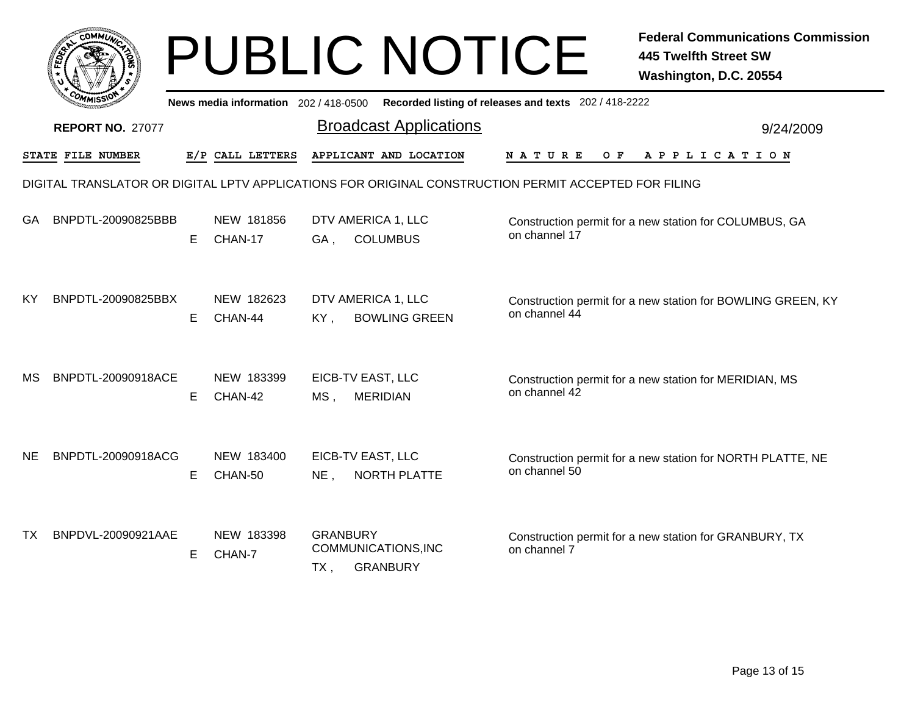# PUBLIC NOTICE

**Federal Communications Commission**
**445 Twelfth Street SW**
**Washington, D.C. 20554**

News media information 202 / 418-0500 Recorded listing of releases and texts 202 / 418-2222

**REPORT NO.** 27077

## Broadcast Applications

9/24/2009

DIGITAL TRANSLATOR OR DIGITAL LPTV APPLICATIONS FOR ORIGINAL CONSTRUCTION PERMIT ACCEPTED FOR FILING

| STATE | FILE NUMBER | E/P | CALL LETTERS | APPLICANT AND LOCATION | NATURE OF APPLICATION |
|---|---|---|---|---|---|
| GA | BNPDTL-20090825BBB | E | NEW 181856 CHAN-17 | DTV AMERICA 1, LLC GA , COLUMBUS | Construction permit for a new station for COLUMBUS, GA on channel 17 |
| KY | BNPDTL-20090825BBX | E | NEW 182623 CHAN-44 | DTV AMERICA 1, LLC KY , BOWLING GREEN | Construction permit for a new station for BOWLING GREEN, KY on channel 44 |
| MS | BNPDTL-20090918ACE | E | NEW 183399 CHAN-42 | EICB-TV EAST, LLC MS , MERIDIAN | Construction permit for a new station for MERIDIAN, MS on channel 42 |
| NE | BNPDTL-20090918ACG | E | NEW 183400 CHAN-50 | EICB-TV EAST, LLC NE , NORTH PLATTE | Construction permit for a new station for NORTH PLATTE, NE on channel 50 |
| TX | BNPDVL-20090921AAE | E | NEW 183398 CHAN-7 | GRANBURY COMMUNICATIONS,INC TX , GRANBURY | Construction permit for a new station for GRANBURY, TX on channel 7 |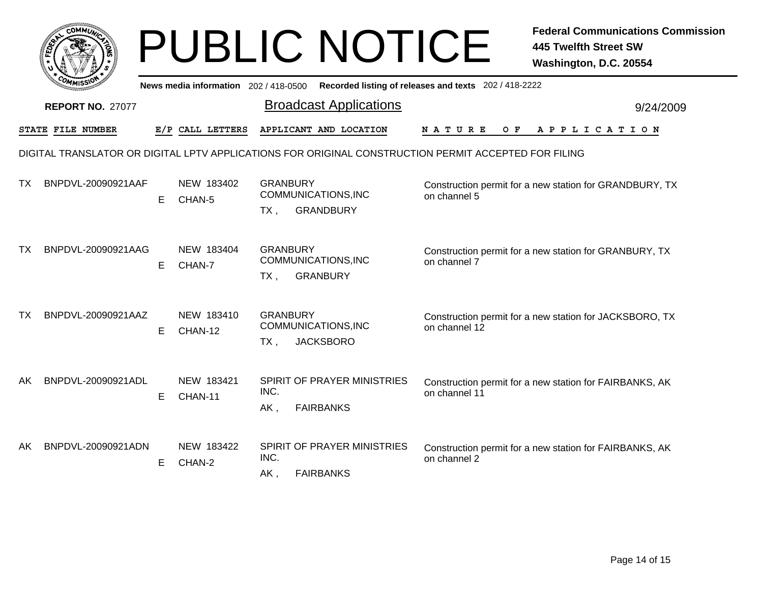# PUBLIC NOTICE

**Federal Communications Commission**
**445 Twelfth Street SW**
**Washington, D.C. 20554**

News media information 202 / 418-0500 Recorded listing of releases and texts 202 / 418-2222

**REPORT NO.** 27077

## Broadcast Applications

9/24/2009

DIGITAL TRANSLATOR OR DIGITAL LPTV APPLICATIONS FOR ORIGINAL CONSTRUCTION PERMIT ACCEPTED FOR FILING

| STATE | FILE NUMBER | E/P | CALL LETTERS | APPLICANT AND LOCATION | NATURE OF APPLICATION |
|---|---|---|---|---|---|
| TX | BNPDVL-20090921AAF | E | NEW 183402 CHAN-5 | GRANBURY COMMUNICATIONS,INC TX , GRANDBURY | Construction permit for a new station for GRANDBURY, TX on channel 5 |
| TX | BNPDVL-20090921AAG | E | NEW 183404 CHAN-7 | GRANBURY COMMUNICATIONS,INC TX , GRANBURY | Construction permit for a new station for GRANBURY, TX on channel 7 |
| TX | BNPDVL-20090921AAZ | E | NEW 183410 CHAN-12 | GRANBURY COMMUNICATIONS,INC TX , JACKSBORO | Construction permit for a new station for JACKSBORO, TX on channel 12 |
| AK | BNPDVL-20090921ADL | E | NEW 183421 CHAN-11 | SPIRIT OF PRAYER MINISTRIES INC. AK , FAIRBANKS | Construction permit for a new station for FAIRBANKS, AK on channel 11 |
| AK | BNPDVL-20090921ADN | E | NEW 183422 CHAN-2 | SPIRIT OF PRAYER MINISTRIES INC. AK , FAIRBANKS | Construction permit for a new station for FAIRBANKS, AK on channel 2 |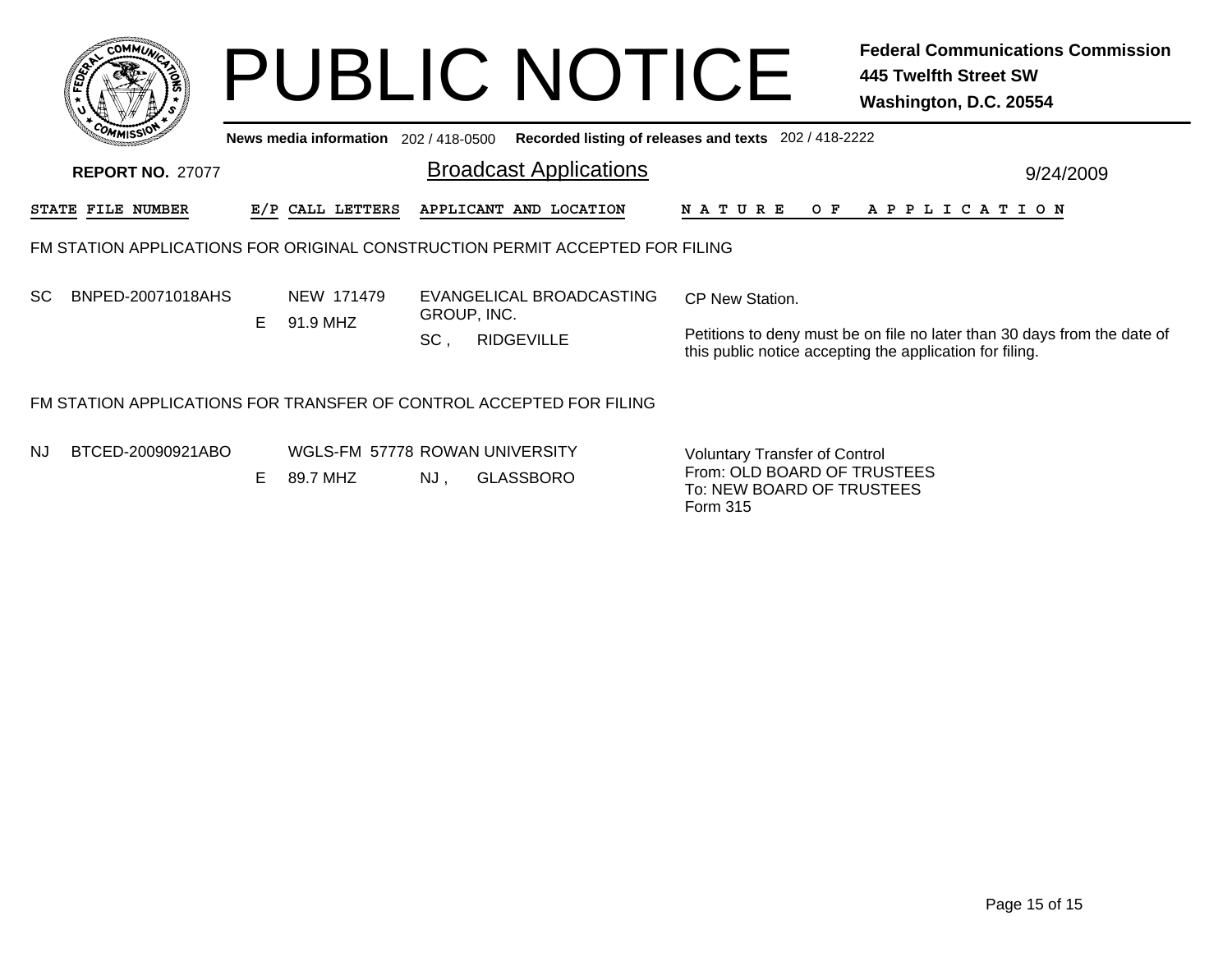# PUBLIC NOTICE

**Federal Communications Commission**
**445 Twelfth Street SW**
**Washington, D.C. 20554**

**News media information** 202 / 418-0500 **Recorded listing of releases and texts** 202 / 418-2222

**REPORT NO.** 27077

## Broadcast Applications

9/24/2009

| STATE | FILE NUMBER | E/P | CALL LETTERS | APPLICANT AND LOCATION | NATURE OF APPLICATION |
|---|---|---|---|---|---|

### FM STATION APPLICATIONS FOR ORIGINAL CONSTRUCTION PERMIT ACCEPTED FOR FILING

| STATE | FILE NUMBER | E/P | CALL LETTERS | APPLICANT AND LOCATION | NATURE OF APPLICATION |
|---|---|---|---|---|---|
| SC | BNPED-20071018AHS | E | NEW 171479<br>91.9 MHZ | EVANGELICAL BROADCASTING GROUP, INC.<br>SC , RIDGEVILLE | CP New Station.<br><br>Petitions to deny must be on file no later than 30 days from the date of this public notice accepting the application for filing. |

### FM STATION APPLICATIONS FOR TRANSFER OF CONTROL ACCEPTED FOR FILING

| STATE | FILE NUMBER | E/P | CALL LETTERS | APPLICANT AND LOCATION | NATURE OF APPLICATION |
|---|---|---|---|---|---|
| NJ | BTCED-20090921ABO | E | WGLS-FM 57778<br>89.7 MHZ | ROWAN UNIVERSITY<br>NJ , GLASSBORO | Voluntary Transfer of Control<br>From: OLD BOARD OF TRUSTEES<br>To: NEW BOARD OF TRUSTEES<br>Form 315 |